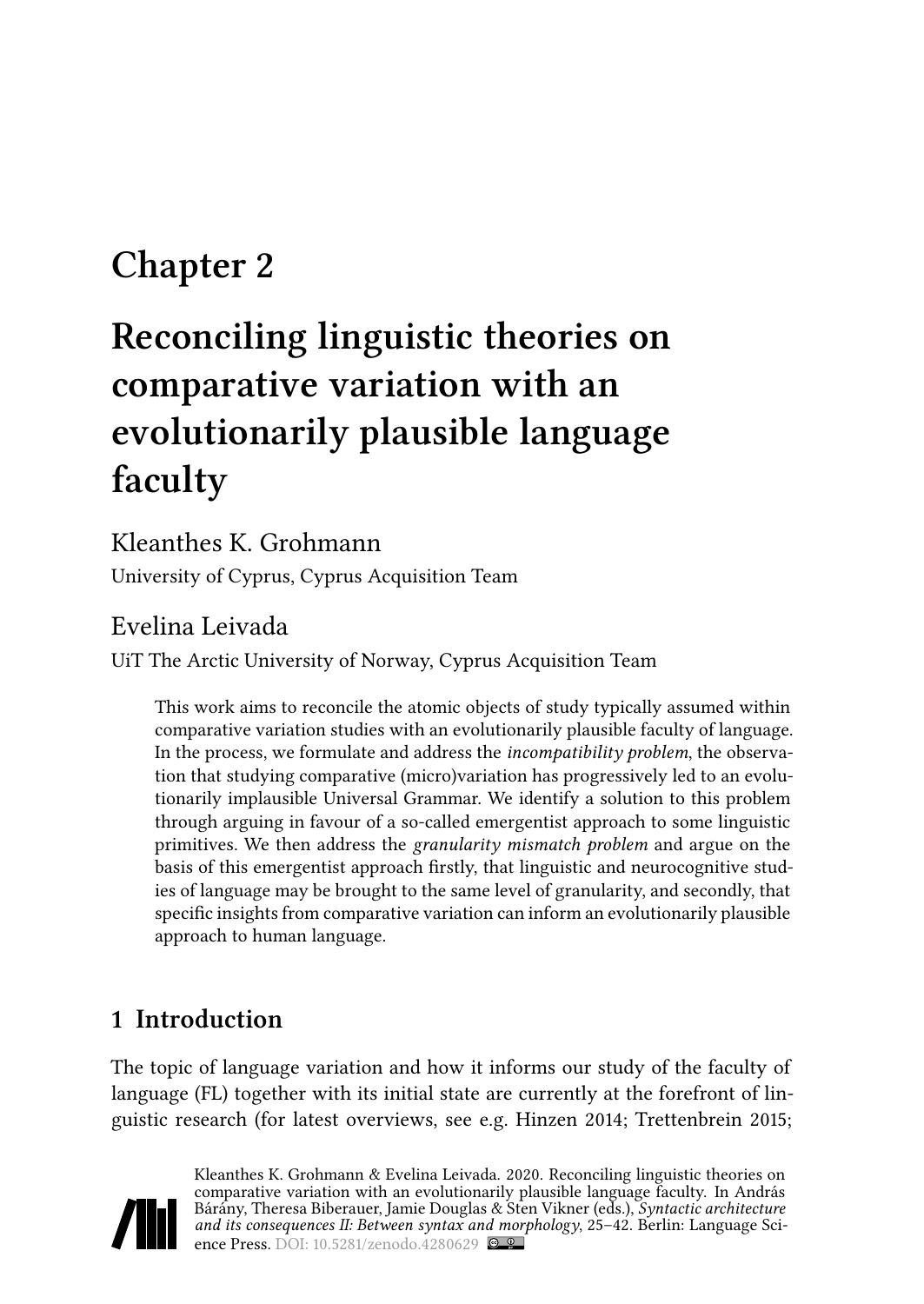# Chapter 2

# Reconciling linguistic theories on comparative variation with an evolutionarily plausible language faculty

Kleanthes K. Grohmann

University of Cyprus, Cyprus Acquisition Team

Evelina Leivada

UiT The Arctic University of Norway, Cyprus Acquisition Team

> This work aims to reconcile the atomic objects of study typically assumed within comparative variation studies with an evolutionarily plausible faculty of language. In the process, we formulate and address the *incompatibility problem*, the observation that studying comparative (micro)variation has progressively led to an evolutionarily implausible Universal Grammar. We identify a solution to this problem through arguing in favour of a so-called emergentist approach to some linguistic primitives. We then address the *granularity mismatch problem* and argue on the basis of this emergentist approach firstly, that linguistic and neurocognitive studies of language may be brought to the same level of granularity, and secondly, that specific insights from comparative variation can inform an evolutionarily plausible approach to human language.

## 1 Introduction

The topic of language variation and how it informs our study of the faculty of language (FL) together with its initial state are currently at the forefront of linguistic research (for latest overviews, see e.g. Hinzen 2014; Trettenbrein 2015;

Kleanthes K. Grohmann & Evelina Leivada. 2020. Reconciling linguistic theories on comparative variation with an evolutionarily plausible language faculty. In András Bárány, Theresa Biberauer, Jamie Douglas & Sten Vikner (eds.), *Syntactic architecture and its consequences II: Between syntax and morphology*, 25–42. Berlin: Language Science Press. DOI: 10.5281/zenodo.4280629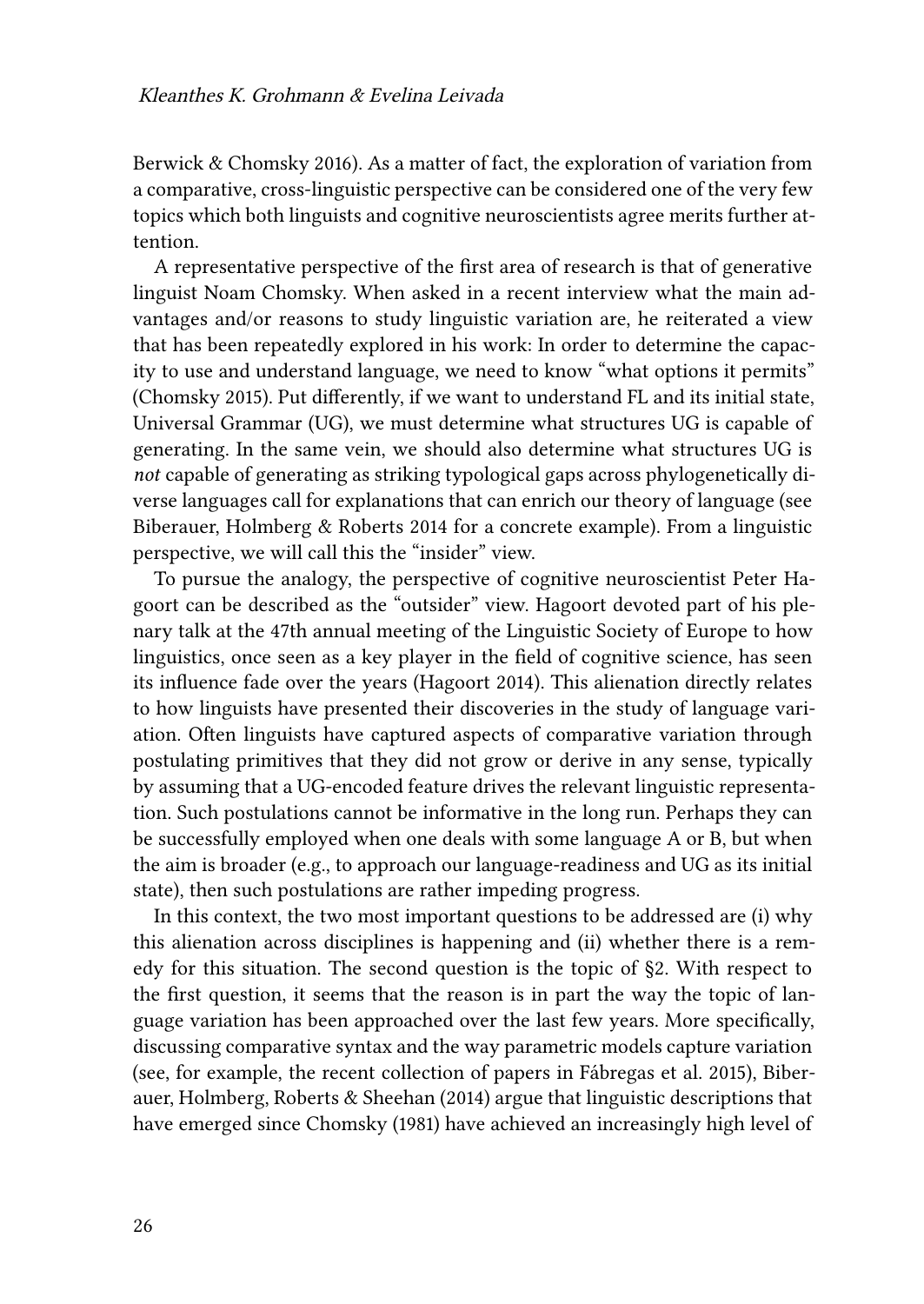Berwick & Chomsky 2016). As a matter of fact, the exploration of variation from a comparative, cross-linguistic perspective can be considered one of the very few topics which both linguists and cognitive neuroscientists agree merits further attention.

A representative perspective of the first area of research is that of generative linguist Noam Chomsky. When asked in a recent interview what the main advantages and/or reasons to study linguistic variation are, he reiterated a view that has been repeatedly explored in his work: In order to determine the capacity to use and understand language, we need to know "what options it permits" (Chomsky 2015). Put differently, if we want to understand FL and its initial state, Universal Grammar (UG), we must determine what structures UG is capable of generating. In the same vein, we should also determine what structures UG is *not* capable of generating as striking typological gaps across phylogenetically diverse languages call for explanations that can enrich our theory of language (see Biberauer, Holmberg & Roberts 2014 for a concrete example). From a linguistic perspective, we will call this the "insider" view.

To pursue the analogy, the perspective of cognitive neuroscientist Peter Hagoort can be described as the "outsider" view. Hagoort devoted part of his plenary talk at the 47th annual meeting of the Linguistic Society of Europe to how linguistics, once seen as a key player in the field of cognitive science, has seen its influence fade over the years (Hagoort 2014). This alienation directly relates to how linguists have presented their discoveries in the study of language variation. Often linguists have captured aspects of comparative variation through postulating primitives that they did not grow or derive in any sense, typically by assuming that a UG-encoded feature drives the relevant linguistic representation. Such postulations cannot be informative in the long run. Perhaps they can be successfully employed when one deals with some language A or B, but when the aim is broader (e.g., to approach our language-readiness and UG as its initial state), then such postulations are rather impeding progress.

In this context, the two most important questions to be addressed are (i) why this alienation across disciplines is happening and (ii) whether there is a remedy for this situation. The second question is the topic of §2. With respect to the first question, it seems that the reason is in part the way the topic of language variation has been approached over the last few years. More specifically, discussing comparative syntax and the way parametric models capture variation (see, for example, the recent collection of papers in Fábregas et al. 2015), Biberauer, Holmberg, Roberts & Sheehan (2014) argue that linguistic descriptions that have emerged since Chomsky (1981) have achieved an increasingly high level of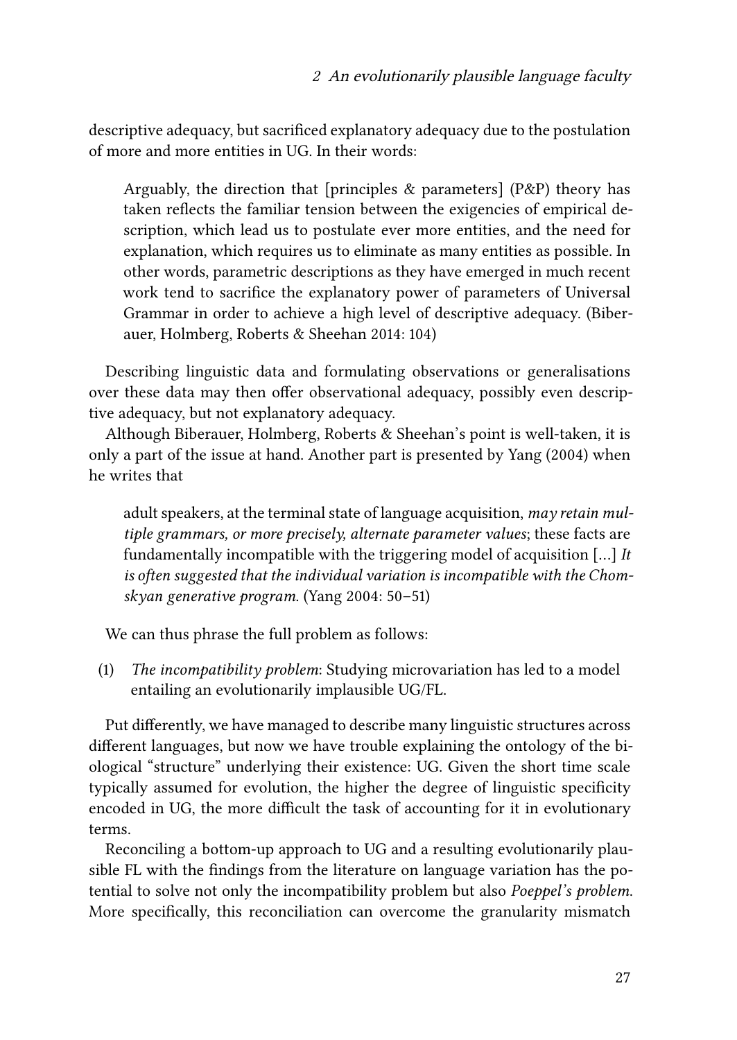descriptive adequacy, but sacrificed explanatory adequacy due to the postulation of more and more entities in UG. In their words:

> Arguably, the direction that [principles & parameters] (P&P) theory has taken reflects the familiar tension between the exigencies of empirical description, which lead us to postulate ever more entities, and the need for explanation, which requires us to eliminate as many entities as possible. In other words, parametric descriptions as they have emerged in much recent work tend to sacrifice the explanatory power of parameters of Universal Grammar in order to achieve a high level of descriptive adequacy. (Biberauer, Holmberg, Roberts & Sheehan 2014: 104)

Describing linguistic data and formulating observations or generalisations over these data may then offer observational adequacy, possibly even descriptive adequacy, but not explanatory adequacy.

Although Biberauer, Holmberg, Roberts & Sheehan's point is well-taken, it is only a part of the issue at hand. Another part is presented by Yang (2004) when he writes that

> adult speakers, at the terminal state of language acquisition, *may retain multiple grammars, or more precisely, alternate parameter values*; these facts are fundamentally incompatible with the triggering model of acquisition […] *It is often suggested that the individual variation is incompatible with the Chomskyan generative program.* (Yang 2004: 50–51)

We can thus phrase the full problem as follows:

(1) *The incompatibility problem*: Studying microvariation has led to a model entailing an evolutionarily implausible UG/FL.

Put differently, we have managed to describe many linguistic structures across different languages, but now we have trouble explaining the ontology of the biological "structure" underlying their existence: UG. Given the short time scale typically assumed for evolution, the higher the degree of linguistic specificity encoded in UG, the more difficult the task of accounting for it in evolutionary terms.

Reconciling a bottom-up approach to UG and a resulting evolutionarily plausible FL with the findings from the literature on language variation has the potential to solve not only the incompatibility problem but also *Poeppel's problem*. More specifically, this reconciliation can overcome the granularity mismatch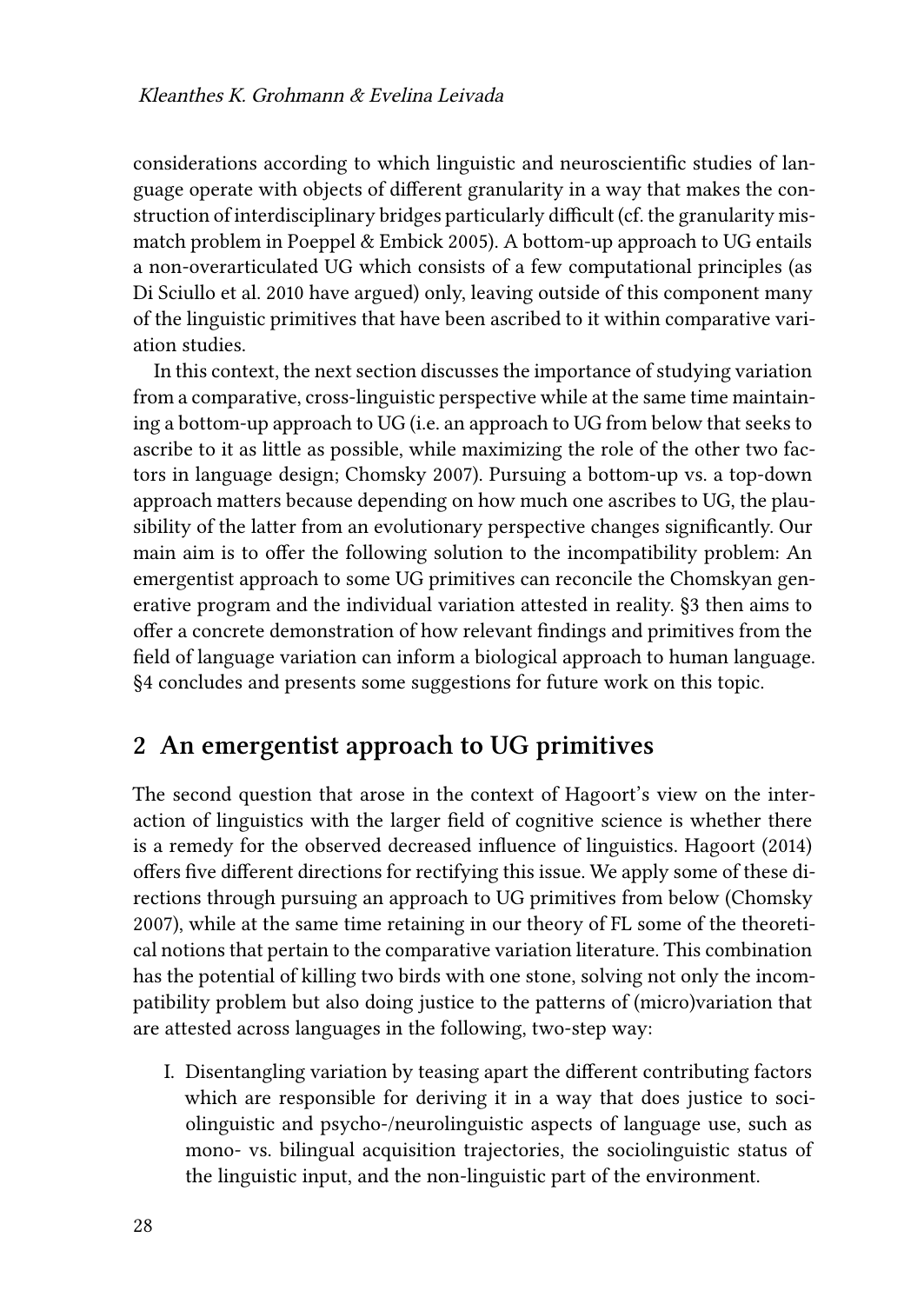considerations according to which linguistic and neuroscientific studies of language operate with objects of different granularity in a way that makes the construction of interdisciplinary bridges particularly difficult (cf. the granularity mismatch problem in Poeppel & Embick 2005). A bottom-up approach to UG entails a non-overarticulated UG which consists of a few computational principles (as Di Sciullo et al. 2010 have argued) only, leaving outside of this component many of the linguistic primitives that have been ascribed to it within comparative variation studies.

In this context, the next section discusses the importance of studying variation from a comparative, cross-linguistic perspective while at the same time maintaining a bottom-up approach to UG (i.e. an approach to UG from below that seeks to ascribe to it as little as possible, while maximizing the role of the other two factors in language design; Chomsky 2007). Pursuing a bottom-up vs. a top-down approach matters because depending on how much one ascribes to UG, the plausibility of the latter from an evolutionary perspective changes significantly. Our main aim is to offer the following solution to the incompatibility problem: An emergentist approach to some UG primitives can reconcile the Chomskyan generative program and the individual variation attested in reality. §3 then aims to offer a concrete demonstration of how relevant findings and primitives from the field of language variation can inform a biological approach to human language. §4 concludes and presents some suggestions for future work on this topic.

## 2 An emergentist approach to UG primitives

The second question that arose in the context of Hagoort's view on the interaction of linguistics with the larger field of cognitive science is whether there is a remedy for the observed decreased influence of linguistics. Hagoort (2014) offers five different directions for rectifying this issue. We apply some of these directions through pursuing an approach to UG primitives from below (Chomsky 2007), while at the same time retaining in our theory of FL some of the theoretical notions that pertain to the comparative variation literature. This combination has the potential of killing two birds with one stone, solving not only the incompatibility problem but also doing justice to the patterns of (micro)variation that are attested across languages in the following, two-step way:

I. Disentangling variation by teasing apart the different contributing factors which are responsible for deriving it in a way that does justice to sociolinguistic and psycho-/neurolinguistic aspects of language use, such as mono- vs. bilingual acquisition trajectories, the sociolinguistic status of the linguistic input, and the non-linguistic part of the environment.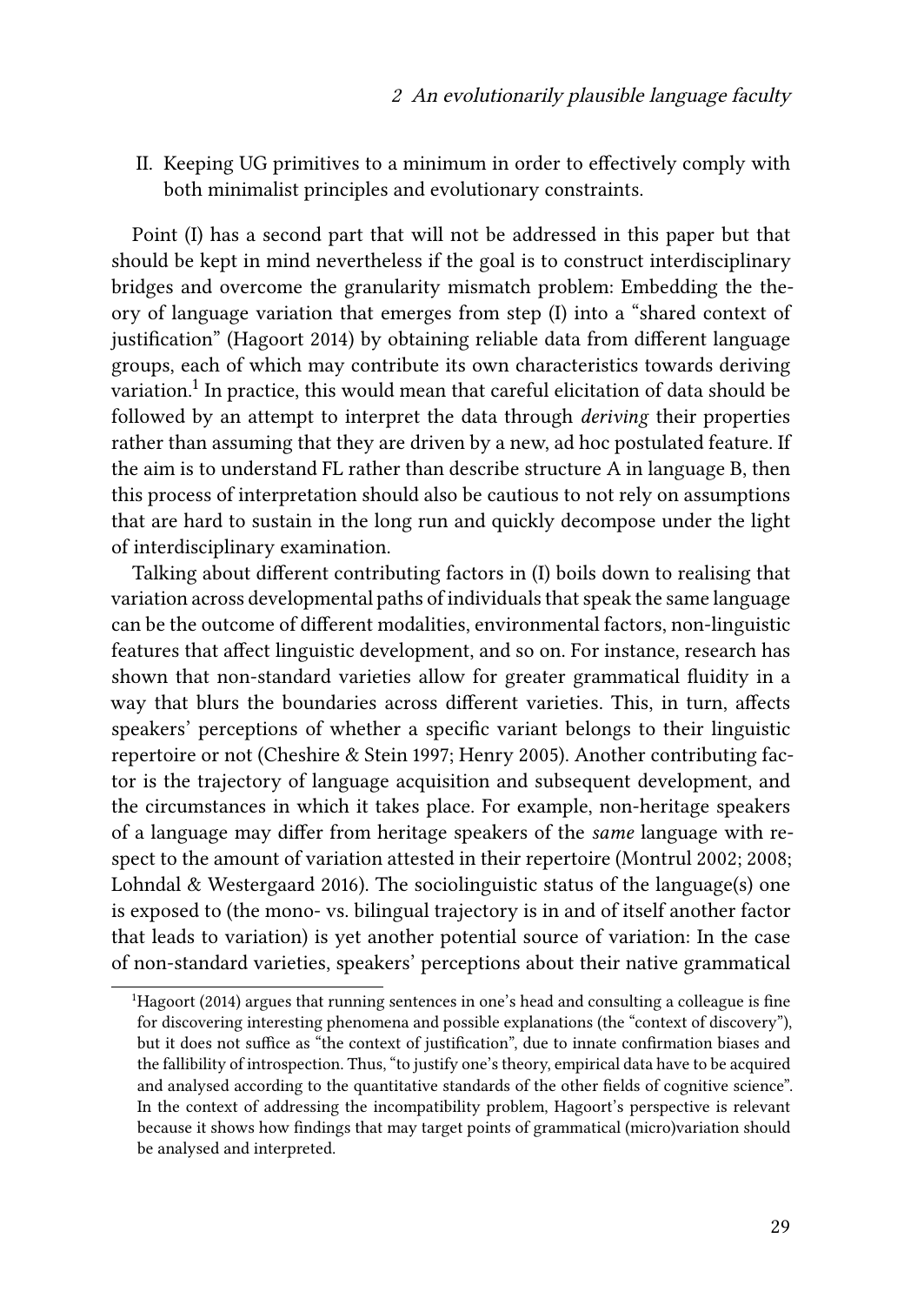II. Keeping UG primitives to a minimum in order to effectively comply with both minimalist principles and evolutionary constraints.

Point (I) has a second part that will not be addressed in this paper but that should be kept in mind nevertheless if the goal is to construct interdisciplinary bridges and overcome the granularity mismatch problem: Embedding the theory of language variation that emerges from step (I) into a "shared context of justification" (Hagoort 2014) by obtaining reliable data from different language groups, each of which may contribute its own characteristics towards deriving variation.[1] In practice, this would mean that careful elicitation of data should be followed by an attempt to interpret the data through *deriving* their properties rather than assuming that they are driven by a new, ad hoc postulated feature. If the aim is to understand FL rather than describe structure A in language B, then this process of interpretation should also be cautious to not rely on assumptions that are hard to sustain in the long run and quickly decompose under the light of interdisciplinary examination.

Talking about different contributing factors in (I) boils down to realising that variation across developmental paths of individuals that speak the same language can be the outcome of different modalities, environmental factors, non-linguistic features that affect linguistic development, and so on. For instance, research has shown that non-standard varieties allow for greater grammatical fluidity in a way that blurs the boundaries across different varieties. This, in turn, affects speakers' perceptions of whether a specific variant belongs to their linguistic repertoire or not (Cheshire & Stein 1997; Henry 2005). Another contributing factor is the trajectory of language acquisition and subsequent development, and the circumstances in which it takes place. For example, non-heritage speakers of a language may differ from heritage speakers of the *same* language with respect to the amount of variation attested in their repertoire (Montrul 2002; 2008; Lohndal & Westergaard 2016). The sociolinguistic status of the language(s) one is exposed to (the mono- vs. bilingual trajectory is in and of itself another factor that leads to variation) is yet another potential source of variation: In the case of non-standard varieties, speakers' perceptions about their native grammatical

[1]Hagoort (2014) argues that running sentences in one's head and consulting a colleague is fine for discovering interesting phenomena and possible explanations (the "context of discovery"), but it does not suffice as "the context of justification", due to innate confirmation biases and the fallibility of introspection. Thus, "to justify one's theory, empirical data have to be acquired and analysed according to the quantitative standards of the other fields of cognitive science". In the context of addressing the incompatibility problem, Hagoort's perspective is relevant because it shows how findings that may target points of grammatical (micro)variation should be analysed and interpreted.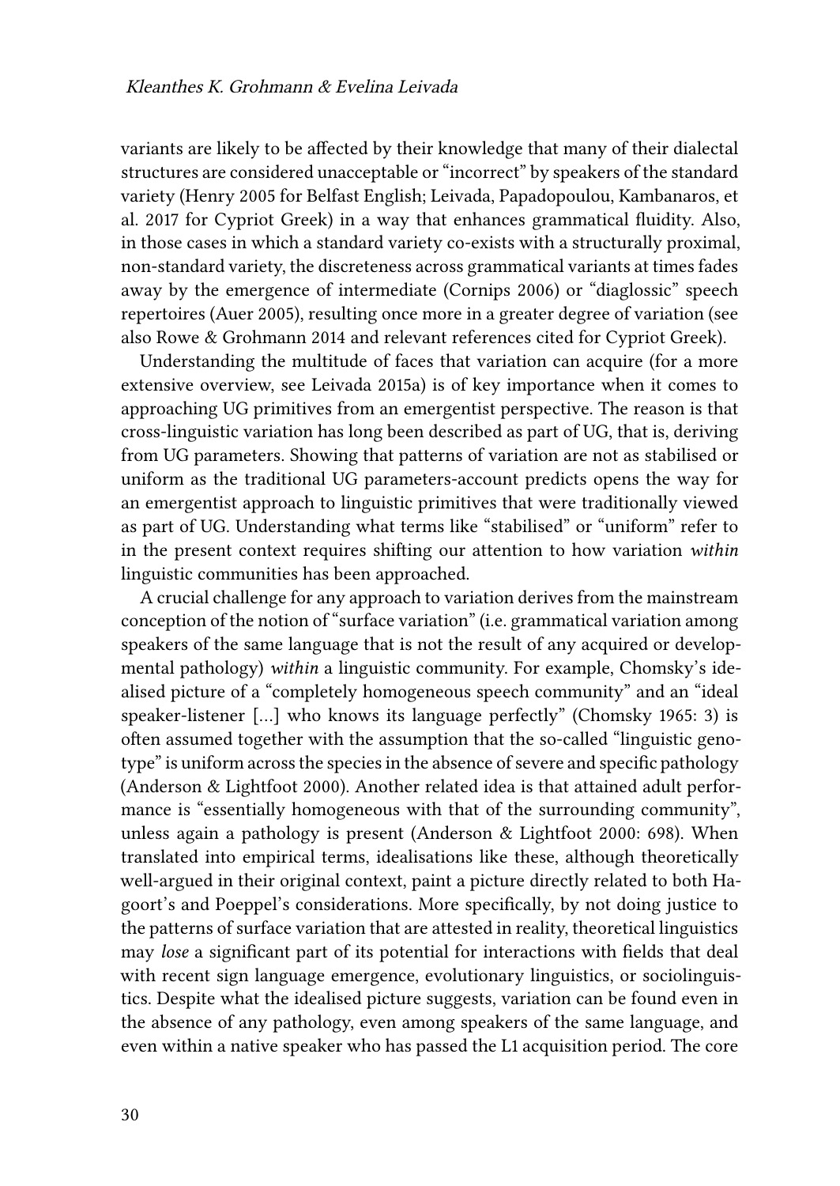variants are likely to be affected by their knowledge that many of their dialectal structures are considered unacceptable or "incorrect" by speakers of the standard variety (Henry 2005 for Belfast English; Leivada, Papadopoulou, Kambanaros, et al. 2017 for Cypriot Greek) in a way that enhances grammatical fluidity. Also, in those cases in which a standard variety co-exists with a structurally proximal, non-standard variety, the discreteness across grammatical variants at times fades away by the emergence of intermediate (Cornips 2006) or "diaglossic" speech repertoires (Auer 2005), resulting once more in a greater degree of variation (see also Rowe & Grohmann 2014 and relevant references cited for Cypriot Greek).

Understanding the multitude of faces that variation can acquire (for a more extensive overview, see Leivada 2015a) is of key importance when it comes to approaching UG primitives from an emergentist perspective. The reason is that cross-linguistic variation has long been described as part of UG, that is, deriving from UG parameters. Showing that patterns of variation are not as stabilised or uniform as the traditional UG parameters-account predicts opens the way for an emergentist approach to linguistic primitives that were traditionally viewed as part of UG. Understanding what terms like "stabilised" or "uniform" refer to in the present context requires shifting our attention to how variation *within* linguistic communities has been approached.

A crucial challenge for any approach to variation derives from the mainstream conception of the notion of "surface variation" (i.e. grammatical variation among speakers of the same language that is not the result of any acquired or developmental pathology) *within* a linguistic community. For example, Chomsky's idealised picture of a "completely homogeneous speech community" and an "ideal speaker-listener [...] who knows its language perfectly" (Chomsky 1965: 3) is often assumed together with the assumption that the so-called "linguistic genotype" is uniform across the species in the absence of severe and specific pathology (Anderson & Lightfoot 2000). Another related idea is that attained adult performance is "essentially homogeneous with that of the surrounding community", unless again a pathology is present (Anderson & Lightfoot 2000: 698). When translated into empirical terms, idealisations like these, although theoretically well-argued in their original context, paint a picture directly related to both Hagoort's and Poeppel's considerations. More specifically, by not doing justice to the patterns of surface variation that are attested in reality, theoretical linguistics may *lose* a significant part of its potential for interactions with fields that deal with recent sign language emergence, evolutionary linguistics, or sociolinguistics. Despite what the idealised picture suggests, variation can be found even in the absence of any pathology, even among speakers of the same language, and even within a native speaker who has passed the L1 acquisition period. The core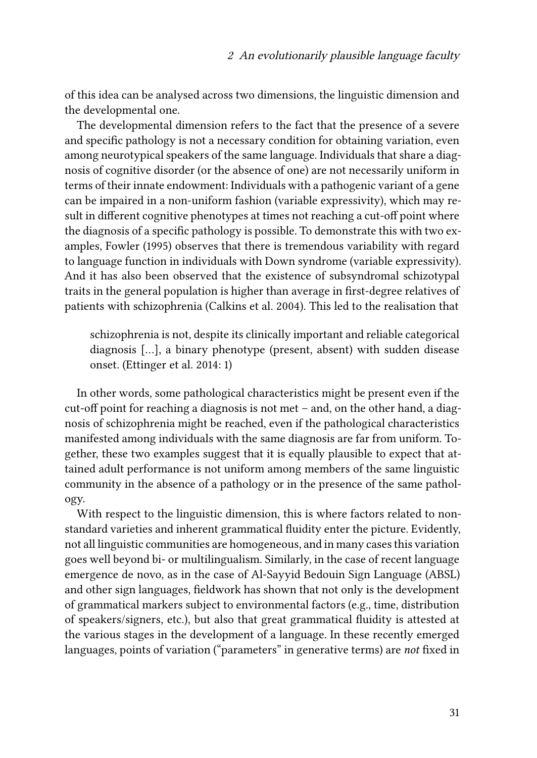of this idea can be analysed across two dimensions, the linguistic dimension and the developmental one.

The developmental dimension refers to the fact that the presence of a severe and specific pathology is not a necessary condition for obtaining variation, even among neurotypical speakers of the same language. Individuals that share a diagnosis of cognitive disorder (or the absence of one) are not necessarily uniform in terms of their innate endowment: Individuals with a pathogenic variant of a gene can be impaired in a non-uniform fashion (variable expressivity), which may result in different cognitive phenotypes at times not reaching a cut-off point where the diagnosis of a specific pathology is possible. To demonstrate this with two examples, Fowler (1995) observes that there is tremendous variability with regard to language function in individuals with Down syndrome (variable expressivity). And it has also been observed that the existence of subsyndromal schizotypal traits in the general population is higher than average in first-degree relatives of patients with schizophrenia (Calkins et al. 2004). This led to the realisation that

> schizophrenia is not, despite its clinically important and reliable categorical diagnosis […], a binary phenotype (present, absent) with sudden disease onset. (Ettinger et al. 2014: 1)

In other words, some pathological characteristics might be present even if the cut-off point for reaching a diagnosis is not met – and, on the other hand, a diagnosis of schizophrenia might be reached, even if the pathological characteristics manifested among individuals with the same diagnosis are far from uniform. Together, these two examples suggest that it is equally plausible to expect that attained adult performance is not uniform among members of the same linguistic community in the absence of a pathology or in the presence of the same pathology.

With respect to the linguistic dimension, this is where factors related to non-standard varieties and inherent grammatical fluidity enter the picture. Evidently, not all linguistic communities are homogeneous, and in many cases this variation goes well beyond bi- or multilingualism. Similarly, in the case of recent language emergence de novo, as in the case of Al-Sayyid Bedouin Sign Language (ABSL) and other sign languages, fieldwork has shown that not only is the development of grammatical markers subject to environmental factors (e.g., time, distribution of speakers/signers, etc.), but also that great grammatical fluidity is attested at the various stages in the development of a language. In these recently emerged languages, points of variation ("parameters" in generative terms) are *not* fixed in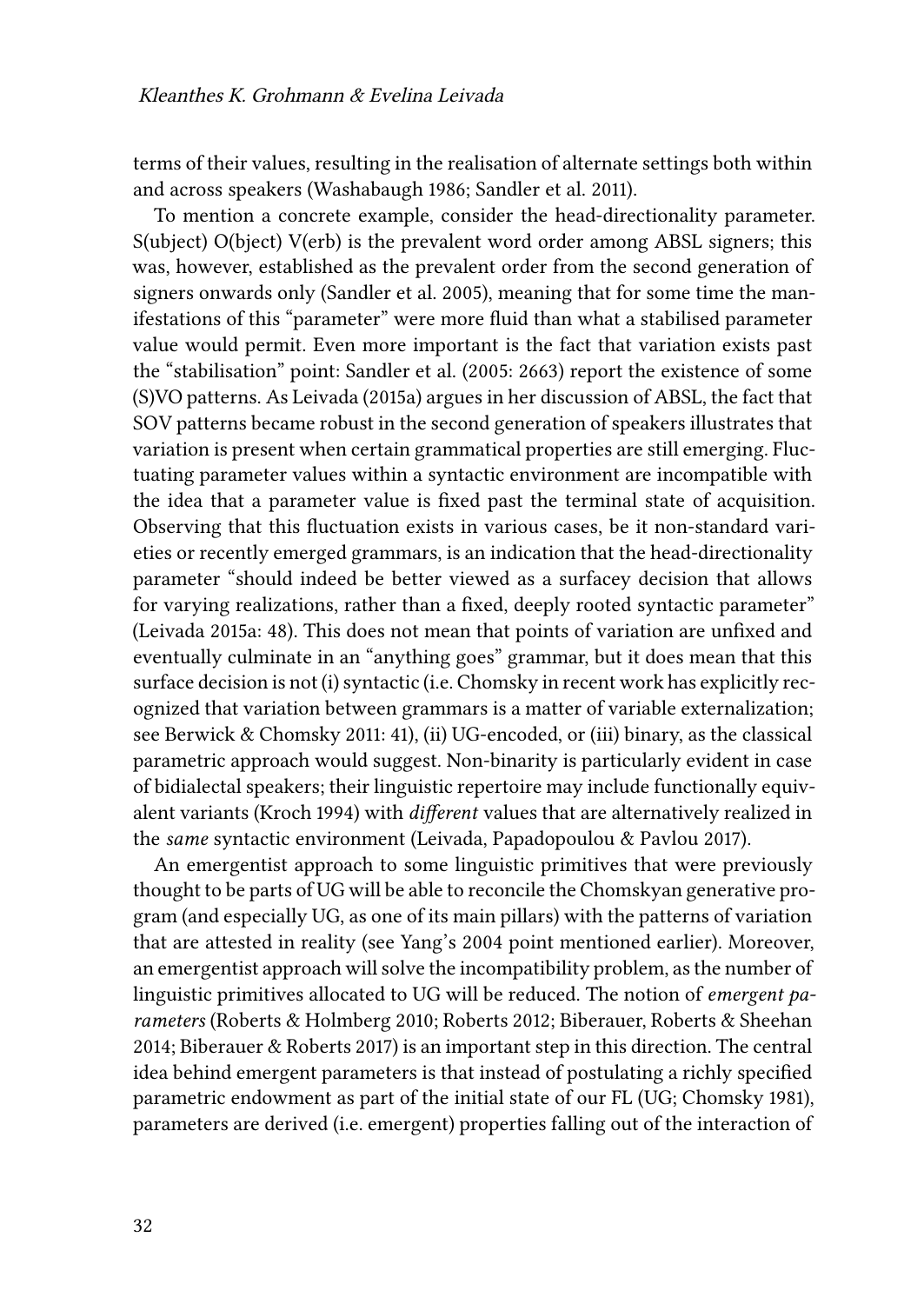terms of their values, resulting in the realisation of alternate settings both within and across speakers (Washabaugh 1986; Sandler et al. 2011).

To mention a concrete example, consider the head-directionality parameter. S(ubject) O(bject) V(erb) is the prevalent word order among ABSL signers; this was, however, established as the prevalent order from the second generation of signers onwards only (Sandler et al. 2005), meaning that for some time the manifestations of this "parameter" were more fluid than what a stabilised parameter value would permit. Even more important is the fact that variation exists past the "stabilisation" point: Sandler et al. (2005: 2663) report the existence of some (S)VO patterns. As Leivada (2015a) argues in her discussion of ABSL, the fact that SOV patterns became robust in the second generation of speakers illustrates that variation is present when certain grammatical properties are still emerging. Fluctuating parameter values within a syntactic environment are incompatible with the idea that a parameter value is fixed past the terminal state of acquisition. Observing that this fluctuation exists in various cases, be it non-standard varieties or recently emerged grammars, is an indication that the head-directionality parameter "should indeed be better viewed as a surfacey decision that allows for varying realizations, rather than a fixed, deeply rooted syntactic parameter" (Leivada 2015a: 48). This does not mean that points of variation are unfixed and eventually culminate in an "anything goes" grammar, but it does mean that this surface decision is not (i) syntactic (i.e. Chomsky in recent work has explicitly recognized that variation between grammars is a matter of variable externalization; see Berwick & Chomsky 2011: 41), (ii) UG-encoded, or (iii) binary, as the classical parametric approach would suggest. Non-binarity is particularly evident in case of bidialectal speakers; their linguistic repertoire may include functionally equivalent variants (Kroch 1994) with *different* values that are alternatively realized in the *same* syntactic environment (Leivada, Papadopoulou & Pavlou 2017).

An emergentist approach to some linguistic primitives that were previously thought to be parts of UG will be able to reconcile the Chomskyan generative program (and especially UG, as one of its main pillars) with the patterns of variation that are attested in reality (see Yang's 2004 point mentioned earlier). Moreover, an emergentist approach will solve the incompatibility problem, as the number of linguistic primitives allocated to UG will be reduced. The notion of *emergent parameters* (Roberts & Holmberg 2010; Roberts 2012; Biberauer, Roberts & Sheehan 2014; Biberauer & Roberts 2017) is an important step in this direction. The central idea behind emergent parameters is that instead of postulating a richly specified parametric endowment as part of the initial state of our FL (UG; Chomsky 1981), parameters are derived (i.e. emergent) properties falling out of the interaction of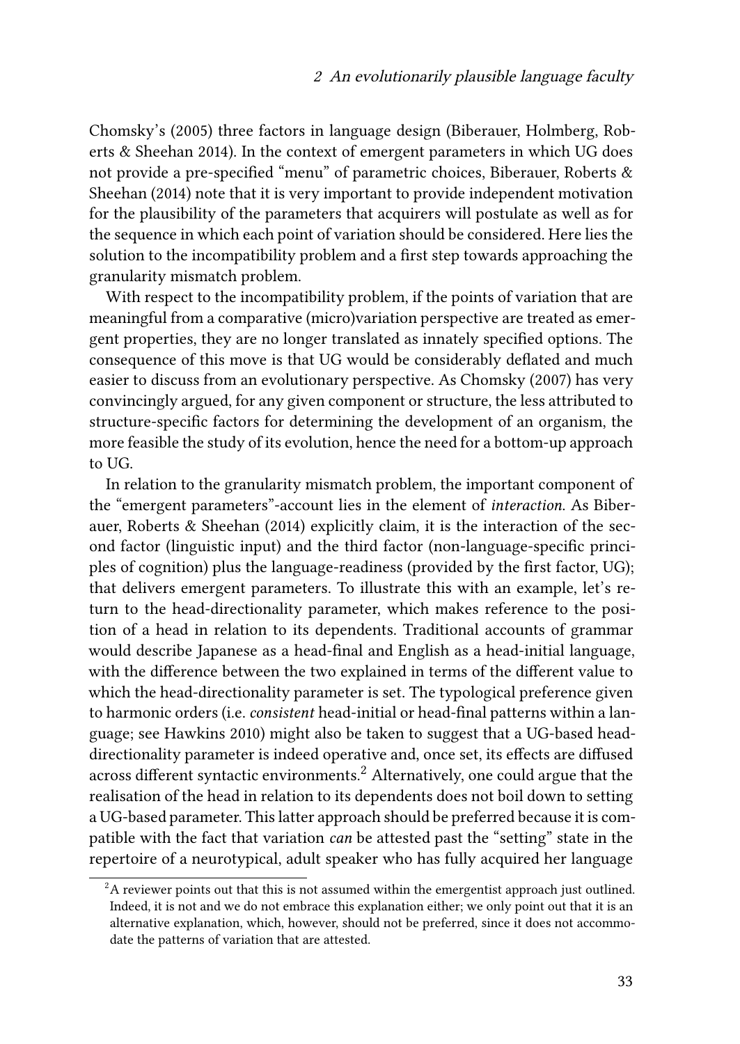Chomsky's (2005) three factors in language design (Biberauer, Holmberg, Roberts & Sheehan 2014). In the context of emergent parameters in which UG does not provide a pre-specified "menu" of parametric choices, Biberauer, Roberts & Sheehan (2014) note that it is very important to provide independent motivation for the plausibility of the parameters that acquirers will postulate as well as for the sequence in which each point of variation should be considered. Here lies the solution to the incompatibility problem and a first step towards approaching the granularity mismatch problem.

With respect to the incompatibility problem, if the points of variation that are meaningful from a comparative (micro)variation perspective are treated as emergent properties, they are no longer translated as innately specified options. The consequence of this move is that UG would be considerably deflated and much easier to discuss from an evolutionary perspective. As Chomsky (2007) has very convincingly argued, for any given component or structure, the less attributed to structure-specific factors for determining the development of an organism, the more feasible the study of its evolution, hence the need for a bottom-up approach to UG.

In relation to the granularity mismatch problem, the important component of the "emergent parameters"-account lies in the element of *interaction*. As Biberauer, Roberts & Sheehan (2014) explicitly claim, it is the interaction of the second factor (linguistic input) and the third factor (non-language-specific principles of cognition) plus the language-readiness (provided by the first factor, UG); that delivers emergent parameters. To illustrate this with an example, let's return to the head-directionality parameter, which makes reference to the position of a head in relation to its dependents. Traditional accounts of grammar would describe Japanese as a head-final and English as a head-initial language, with the difference between the two explained in terms of the different value to which the head-directionality parameter is set. The typological preference given to harmonic orders (i.e. *consistent* head-initial or head-final patterns within a language; see Hawkins 2010) might also be taken to suggest that a UG-based head-directionality parameter is indeed operative and, once set, its effects are diffused across different syntactic environments.[2] Alternatively, one could argue that the realisation of the head in relation to its dependents does not boil down to setting a UG-based parameter. This latter approach should be preferred because it is compatible with the fact that variation *can* be attested past the "setting" state in the repertoire of a neurotypical, adult speaker who has fully acquired her language

[2] A reviewer points out that this is not assumed within the emergentist approach just outlined. Indeed, it is not and we do not embrace this explanation either; we only point out that it is an alternative explanation, which, however, should not be preferred, since it does not accommodate the patterns of variation that are attested.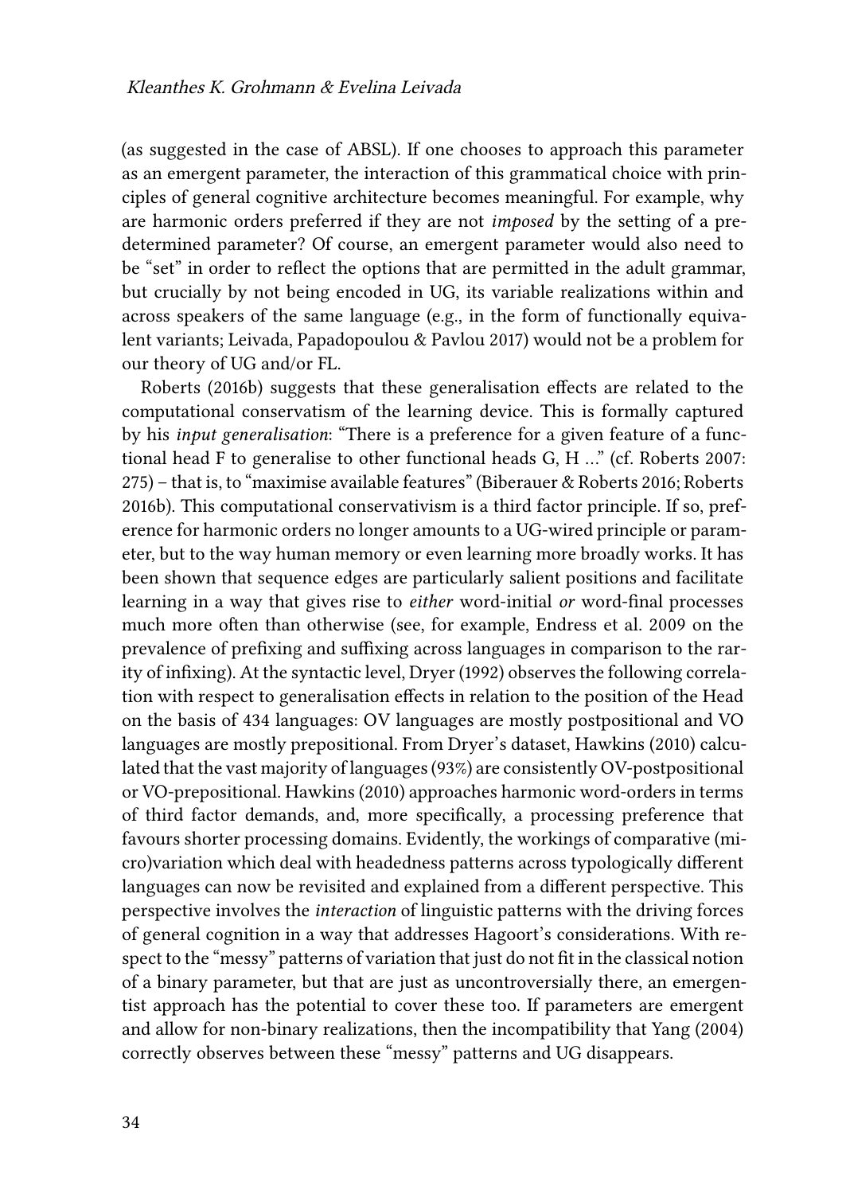(as suggested in the case of ABSL). If one chooses to approach this parameter as an emergent parameter, the interaction of this grammatical choice with principles of general cognitive architecture becomes meaningful. For example, why are harmonic orders preferred if they are not *imposed* by the setting of a predetermined parameter? Of course, an emergent parameter would also need to be "set" in order to reflect the options that are permitted in the adult grammar, but crucially by not being encoded in UG, its variable realizations within and across speakers of the same language (e.g., in the form of functionally equivalent variants; Leivada, Papadopoulou & Pavlou 2017) would not be a problem for our theory of UG and/or FL.

Roberts (2016b) suggests that these generalisation effects are related to the computational conservatism of the learning device. This is formally captured by his *input generalisation*: "There is a preference for a given feature of a functional head F to generalise to other functional heads G, H …" (cf. Roberts 2007: 275) – that is, to "maximise available features" (Biberauer & Roberts 2016; Roberts 2016b). This computational conservativism is a third factor principle. If so, preference for harmonic orders no longer amounts to a UG-wired principle or parameter, but to the way human memory or even learning more broadly works. It has been shown that sequence edges are particularly salient positions and facilitate learning in a way that gives rise to *either* word-initial *or* word-final processes much more often than otherwise (see, for example, Endress et al. 2009 on the prevalence of prefixing and suffixing across languages in comparison to the rarity of infixing). At the syntactic level, Dryer (1992) observes the following correlation with respect to generalisation effects in relation to the position of the Head on the basis of 434 languages: OV languages are mostly postpositional and VO languages are mostly prepositional. From Dryer's dataset, Hawkins (2010) calculated that the vast majority of languages (93%) are consistently OV-postpositional or VO-prepositional. Hawkins (2010) approaches harmonic word-orders in terms of third factor demands, and, more specifically, a processing preference that favours shorter processing domains. Evidently, the workings of comparative (micro)variation which deal with headedness patterns across typologically different languages can now be revisited and explained from a different perspective. This perspective involves the *interaction* of linguistic patterns with the driving forces of general cognition in a way that addresses Hagoort's considerations. With respect to the "messy" patterns of variation that just do not fit in the classical notion of a binary parameter, but that are just as uncontroversially there, an emergentist approach has the potential to cover these too. If parameters are emergent and allow for non-binary realizations, then the incompatibility that Yang (2004) correctly observes between these "messy" patterns and UG disappears.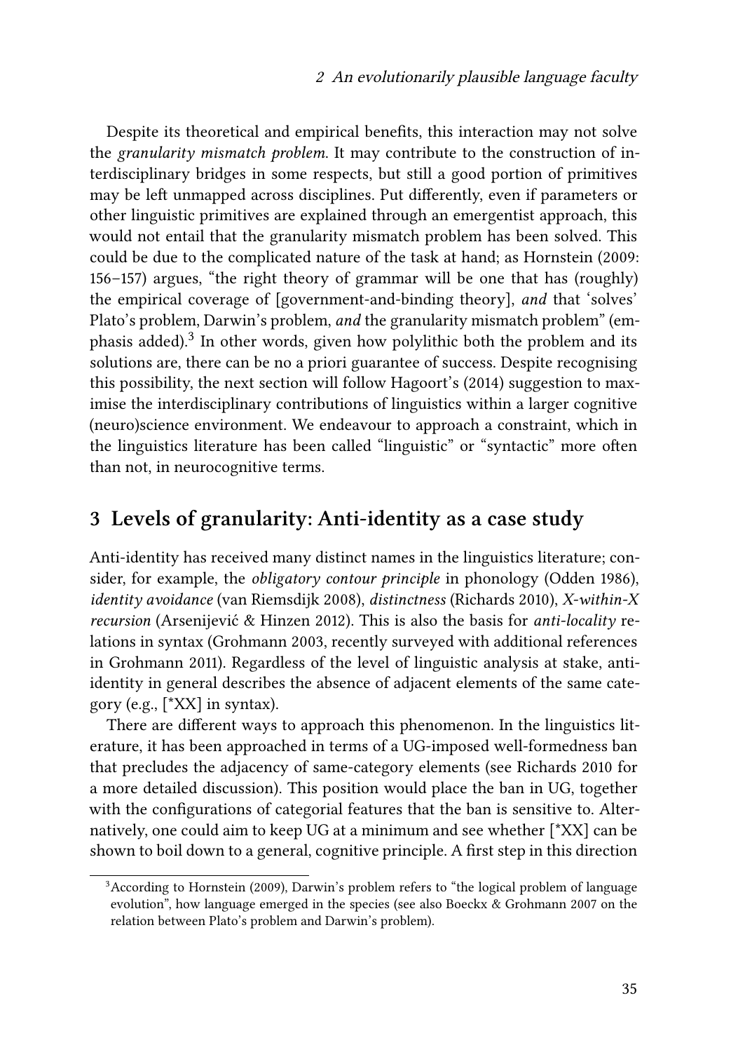Despite its theoretical and empirical benefits, this interaction may not solve the *granularity mismatch problem*. It may contribute to the construction of interdisciplinary bridges in some respects, but still a good portion of primitives may be left unmapped across disciplines. Put differently, even if parameters or other linguistic primitives are explained through an emergentist approach, this would not entail that the granularity mismatch problem has been solved. This could be due to the complicated nature of the task at hand; as Hornstein (2009: 156–157) argues, "the right theory of grammar will be one that has (roughly) the empirical coverage of [government-and-binding theory], *and* that 'solves' Plato's problem, Darwin's problem, *and* the granularity mismatch problem" (emphasis added).[3] In other words, given how polylithic both the problem and its solutions are, there can be no a priori guarantee of success. Despite recognising this possibility, the next section will follow Hagoort's (2014) suggestion to maximise the interdisciplinary contributions of linguistics within a larger cognitive (neuro)science environment. We endeavour to approach a constraint, which in the linguistics literature has been called "linguistic" or "syntactic" more often than not, in neurocognitive terms.

## 3 Levels of granularity: Anti-identity as a case study

Anti-identity has received many distinct names in the linguistics literature; consider, for example, the *obligatory contour principle* in phonology (Odden 1986), *identity avoidance* (van Riemsdijk 2008), *distinctness* (Richards 2010), *X-within-X recursion* (Arsenijević & Hinzen 2012). This is also the basis for *anti-locality* relations in syntax (Grohmann 2003, recently surveyed with additional references in Grohmann 2011). Regardless of the level of linguistic analysis at stake, anti-identity in general describes the absence of adjacent elements of the same category (e.g., [*XX] in syntax).

There are different ways to approach this phenomenon. In the linguistics literature, it has been approached in terms of a UG-imposed well-formedness ban that precludes the adjacency of same-category elements (see Richards 2010 for a more detailed discussion). This position would place the ban in UG, together with the configurations of categorial features that the ban is sensitive to. Alternatively, one could aim to keep UG at a minimum and see whether [*XX] can be shown to boil down to a general, cognitive principle. A first step in this direction

[3] According to Hornstein (2009), Darwin's problem refers to "the logical problem of language evolution", how language emerged in the species (see also Boeckx & Grohmann 2007 on the relation between Plato's problem and Darwin's problem).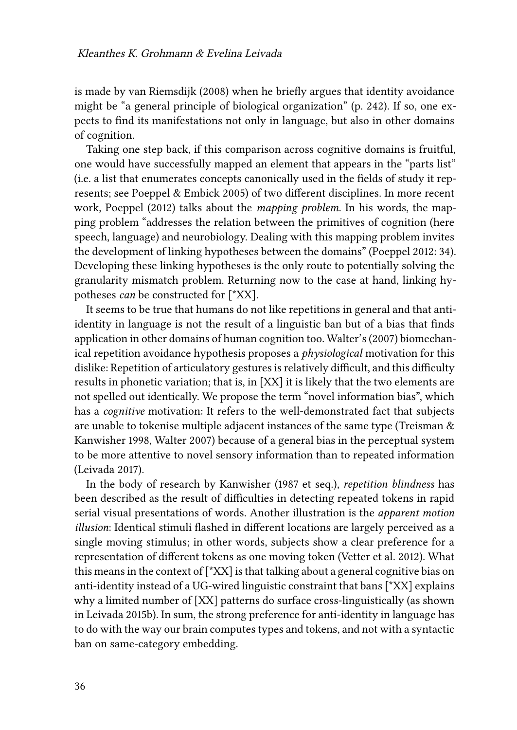is made by van Riemsdijk (2008) when he briefly argues that identity avoidance might be "a general principle of biological organization" (p. 242). If so, one expects to find its manifestations not only in language, but also in other domains of cognition.

Taking one step back, if this comparison across cognitive domains is fruitful, one would have successfully mapped an element that appears in the "parts list" (i.e. a list that enumerates concepts canonically used in the fields of study it represents; see Poeppel & Embick 2005) of two different disciplines. In more recent work, Poeppel (2012) talks about the *mapping problem*. In his words, the mapping problem "addresses the relation between the primitives of cognition (here speech, language) and neurobiology. Dealing with this mapping problem invites the development of linking hypotheses between the domains" (Poeppel 2012: 34). Developing these linking hypotheses is the only route to potentially solving the granularity mismatch problem. Returning now to the case at hand, linking hypotheses *can* be constructed for [*XX].

It seems to be true that humans do not like repetitions in general and that anti-identity in language is not the result of a linguistic ban but of a bias that finds application in other domains of human cognition too. Walter's (2007) biomechanical repetition avoidance hypothesis proposes a *physiological* motivation for this dislike: Repetition of articulatory gestures is relatively difficult, and this difficulty results in phonetic variation; that is, in [XX] it is likely that the two elements are not spelled out identically. We propose the term "novel information bias", which has a *cognitive* motivation: It refers to the well-demonstrated fact that subjects are unable to tokenise multiple adjacent instances of the same type (Treisman & Kanwisher 1998, Walter 2007) because of a general bias in the perceptual system to be more attentive to novel sensory information than to repeated information (Leivada 2017).

In the body of research by Kanwisher (1987 et seq.), *repetition blindness* has been described as the result of difficulties in detecting repeated tokens in rapid serial visual presentations of words. Another illustration is the *apparent motion illusion*: Identical stimuli flashed in different locations are largely perceived as a single moving stimulus; in other words, subjects show a clear preference for a representation of different tokens as one moving token (Vetter et al. 2012). What this means in the context of [*XX] is that talking about a general cognitive bias on anti-identity instead of a UG-wired linguistic constraint that bans [*XX] explains why a limited number of [XX] patterns do surface cross-linguistically (as shown in Leivada 2015b). In sum, the strong preference for anti-identity in language has to do with the way our brain computes types and tokens, and not with a syntactic ban on same-category embedding.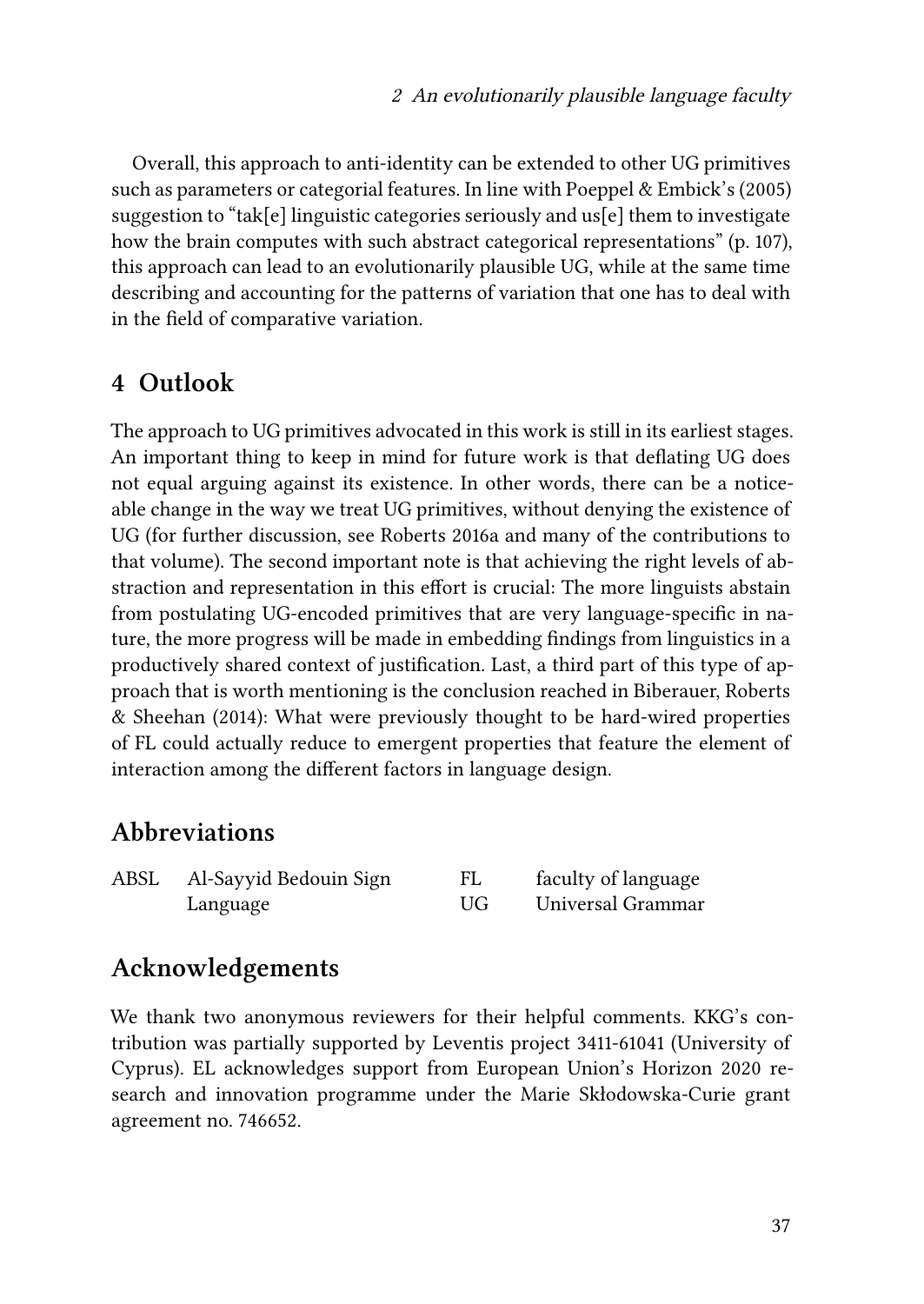Overall, this approach to anti-identity can be extended to other UG primitives such as parameters or categorial features. In line with Poeppel & Embick's (2005) suggestion to "tak[e] linguistic categories seriously and us[e] them to investigate how the brain computes with such abstract categorical representations" (p. 107), this approach can lead to an evolutionarily plausible UG, while at the same time describing and accounting for the patterns of variation that one has to deal with in the field of comparative variation.

## 4 Outlook

The approach to UG primitives advocated in this work is still in its earliest stages. An important thing to keep in mind for future work is that deflating UG does not equal arguing against its existence. In other words, there can be a noticeable change in the way we treat UG primitives, without denying the existence of UG (for further discussion, see Roberts 2016a and many of the contributions to that volume). The second important note is that achieving the right levels of abstraction and representation in this effort is crucial: The more linguists abstain from postulating UG-encoded primitives that are very language-specific in nature, the more progress will be made in embedding findings from linguistics in a productively shared context of justification. Last, a third part of this type of approach that is worth mentioning is the conclusion reached in Biberauer, Roberts & Sheehan (2014): What were previously thought to be hard-wired properties of FL could actually reduce to emergent properties that feature the element of interaction among the different factors in language design.

## Abbreviations

| | | | |
|---|---|---|---|
| ABSL | Al-Sayyid Bedouin Sign Language | FL | faculty of language |
| | | UG | Universal Grammar |

## Acknowledgements

We thank two anonymous reviewers for their helpful comments. KKG's contribution was partially supported by Leventis project 3411-61041 (University of Cyprus). EL acknowledges support from European Union's Horizon 2020 research and innovation programme under the Marie Skłodowska-Curie grant agreement no. 746652.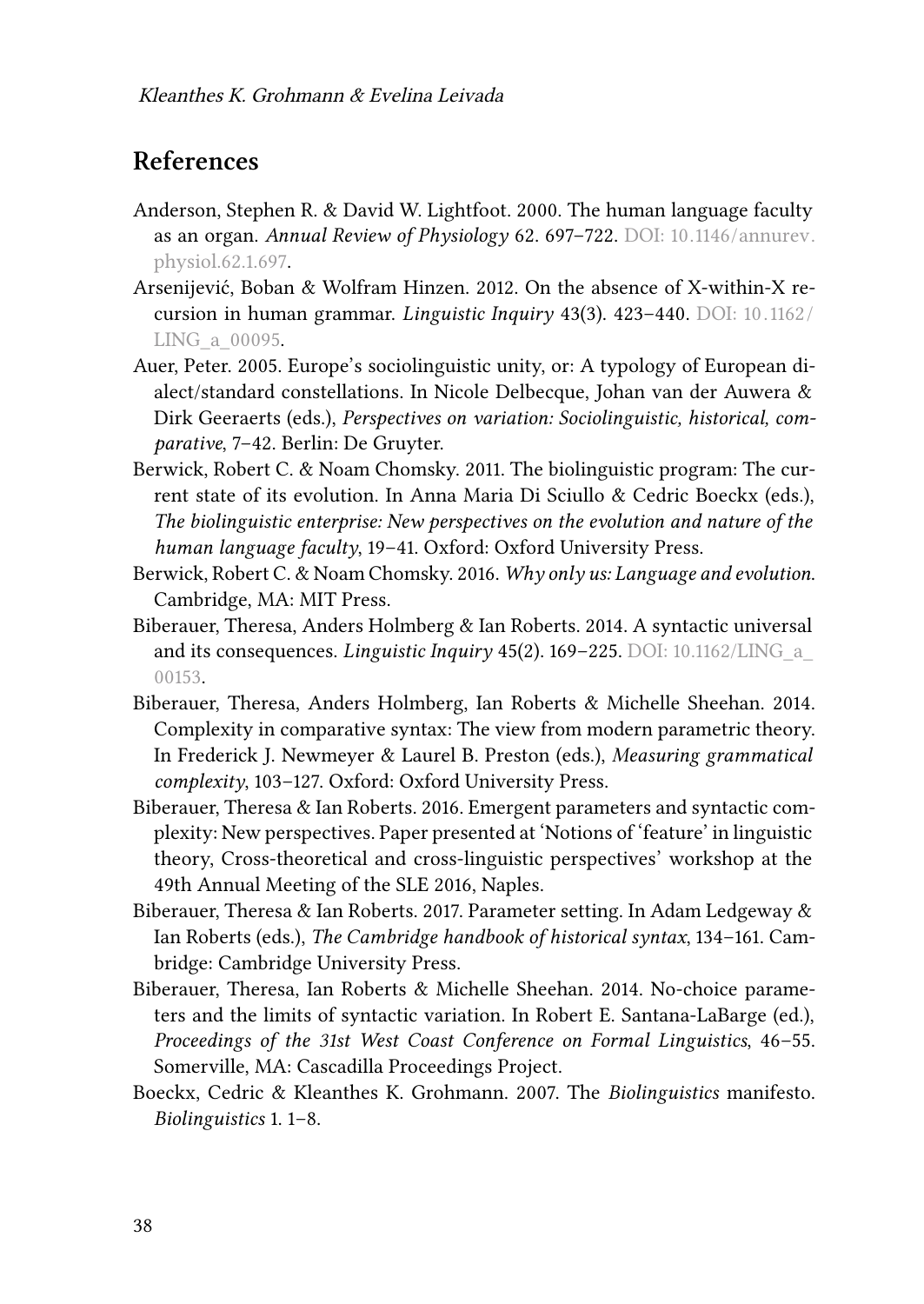## References

Anderson, Stephen R. & David W. Lightfoot. 2000. The human language faculty as an organ. *Annual Review of Physiology* 62. 697–722. DOI: 10.1146/annurev.physiol.62.1.697.

Arsenijević, Boban & Wolfram Hinzen. 2012. On the absence of X-within-X recursion in human grammar. *Linguistic Inquiry* 43(3). 423–440. DOI: 10.1162/LING_a_00095.

Auer, Peter. 2005. Europe's sociolinguistic unity, or: A typology of European dialect/standard constellations. In Nicole Delbecque, Johan van der Auwera & Dirk Geeraerts (eds.), *Perspectives on variation: Sociolinguistic, historical, comparative*, 7–42. Berlin: De Gruyter.

Berwick, Robert C. & Noam Chomsky. 2011. The biolinguistic program: The current state of its evolution. In Anna Maria Di Sciullo & Cedric Boeckx (eds.), *The biolinguistic enterprise: New perspectives on the evolution and nature of the human language faculty*, 19–41. Oxford: Oxford University Press.

Berwick, Robert C. & Noam Chomsky. 2016. *Why only us: Language and evolution*. Cambridge, MA: MIT Press.

Biberauer, Theresa, Anders Holmberg & Ian Roberts. 2014. A syntactic universal and its consequences. *Linguistic Inquiry* 45(2). 169–225. DOI: 10.1162/LING_a_00153.

Biberauer, Theresa, Anders Holmberg, Ian Roberts & Michelle Sheehan. 2014. Complexity in comparative syntax: The view from modern parametric theory. In Frederick J. Newmeyer & Laurel B. Preston (eds.), *Measuring grammatical complexity*, 103–127. Oxford: Oxford University Press.

Biberauer, Theresa & Ian Roberts. 2016. Emergent parameters and syntactic complexity: New perspectives. Paper presented at 'Notions of 'feature' in linguistic theory, Cross-theoretical and cross-linguistic perspectives' workshop at the 49th Annual Meeting of the SLE 2016, Naples.

Biberauer, Theresa & Ian Roberts. 2017. Parameter setting. In Adam Ledgeway & Ian Roberts (eds.), *The Cambridge handbook of historical syntax*, 134–161. Cambridge: Cambridge University Press.

Biberauer, Theresa, Ian Roberts & Michelle Sheehan. 2014. No-choice parameters and the limits of syntactic variation. In Robert E. Santana-LaBarge (ed.), *Proceedings of the 31st West Coast Conference on Formal Linguistics*, 46–55. Somerville, MA: Cascadilla Proceedings Project.

Boeckx, Cedric & Kleanthes K. Grohmann. 2007. The *Biolinguistics* manifesto. *Biolinguistics* 1. 1–8.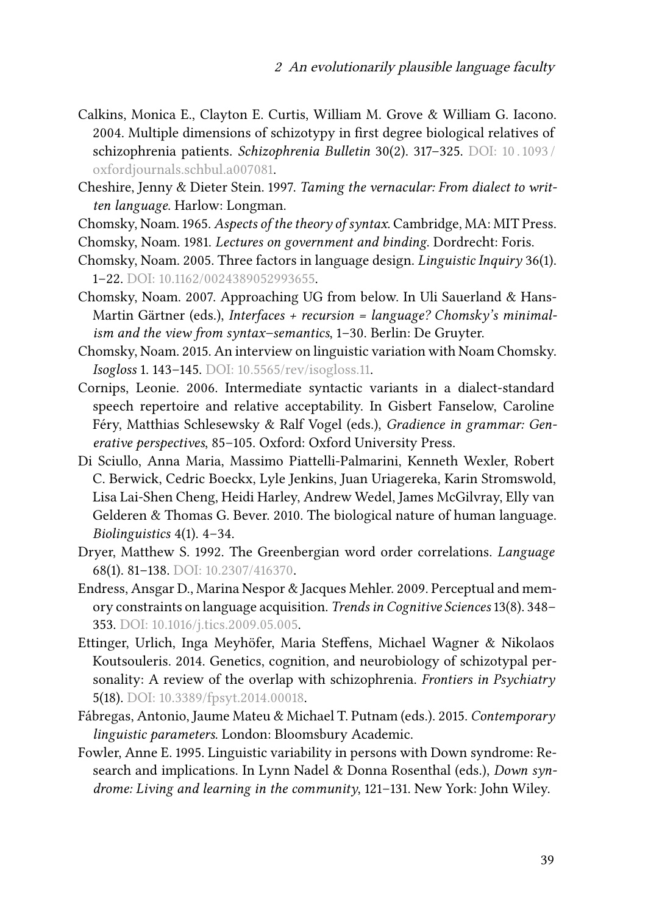Calkins, Monica E., Clayton E. Curtis, William M. Grove & William G. Iacono. 2004. Multiple dimensions of schizotypy in first degree biological relatives of schizophrenia patients. *Schizophrenia Bulletin* 30(2). 317–325. DOI: 10.1093/oxfordjournals.schbul.a007081.

Cheshire, Jenny & Dieter Stein. 1997. *Taming the vernacular: From dialect to written language*. Harlow: Longman.

Chomsky, Noam. 1965. *Aspects of the theory of syntax*. Cambridge, MA: MIT Press.

Chomsky, Noam. 1981. *Lectures on government and binding*. Dordrecht: Foris.

Chomsky, Noam. 2005. Three factors in language design. *Linguistic Inquiry* 36(1). 1–22. DOI: 10.1162/0024389052993655.

Chomsky, Noam. 2007. Approaching UG from below. In Uli Sauerland & Hans-Martin Gärtner (eds.), *Interfaces + recursion = language? Chomsky's minimalism and the view from syntax–semantics*, 1–30. Berlin: De Gruyter.

Chomsky, Noam. 2015. An interview on linguistic variation with Noam Chomsky. *Isogloss* 1. 143–145. DOI: 10.5565/rev/isogloss.11.

Cornips, Leonie. 2006. Intermediate syntactic variants in a dialect-standard speech repertoire and relative acceptability. In Gisbert Fanselow, Caroline Féry, Matthias Schlesewsky & Ralf Vogel (eds.), *Gradience in grammar: Generative perspectives*, 85–105. Oxford: Oxford University Press.

Di Sciullo, Anna Maria, Massimo Piattelli-Palmarini, Kenneth Wexler, Robert C. Berwick, Cedric Boeckx, Lyle Jenkins, Juan Uriagereka, Karin Stromswold, Lisa Lai-Shen Cheng, Heidi Harley, Andrew Wedel, James McGilvray, Elly van Gelderen & Thomas G. Bever. 2010. The biological nature of human language. *Biolinguistics* 4(1). 4–34.

Dryer, Matthew S. 1992. The Greenbergian word order correlations. *Language* 68(1). 81–138. DOI: 10.2307/416370.

Endress, Ansgar D., Marina Nespor & Jacques Mehler. 2009. Perceptual and memory constraints on language acquisition. *Trends in Cognitive Sciences* 13(8). 348–353. DOI: 10.1016/j.tics.2009.05.005.

Ettinger, Urlich, Inga Meyhöfer, Maria Steffens, Michael Wagner & Nikolaos Koutsouleris. 2014. Genetics, cognition, and neurobiology of schizotypal personality: A review of the overlap with schizophrenia. *Frontiers in Psychiatry* 5(18). DOI: 10.3389/fpsyt.2014.00018.

Fábregas, Antonio, Jaume Mateu & Michael T. Putnam (eds.). 2015. *Contemporary linguistic parameters*. London: Bloomsbury Academic.

Fowler, Anne E. 1995. Linguistic variability in persons with Down syndrome: Research and implications. In Lynn Nadel & Donna Rosenthal (eds.), *Down syndrome: Living and learning in the community*, 121–131. New York: John Wiley.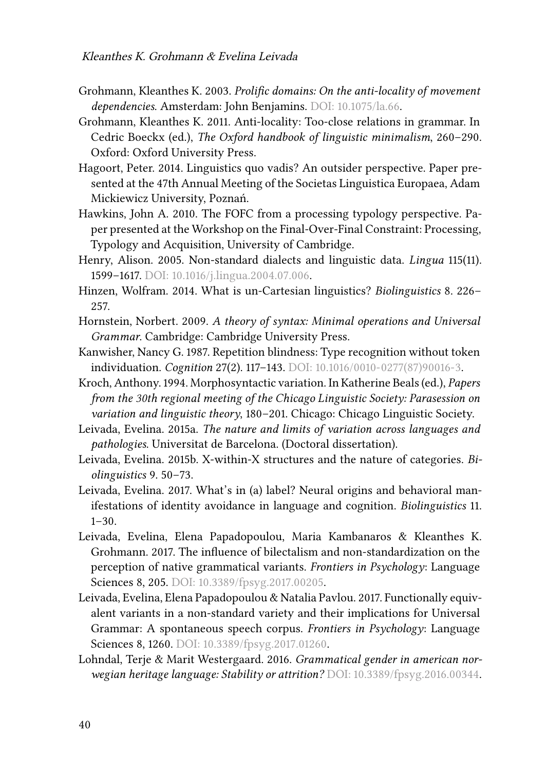Grohmann, Kleanthes K. 2003. *Prolific domains: On the anti-locality of movement dependencies*. Amsterdam: John Benjamins. DOI: 10.1075/la.66.

Grohmann, Kleanthes K. 2011. Anti-locality: Too-close relations in grammar. In Cedric Boeckx (ed.), *The Oxford handbook of linguistic minimalism*, 260–290. Oxford: Oxford University Press.

Hagoort, Peter. 2014. Linguistics quo vadis? An outsider perspective. Paper presented at the 47th Annual Meeting of the Societas Linguistica Europaea, Adam Mickiewicz University, Poznań.

Hawkins, John A. 2010. The FOFC from a processing typology perspective. Paper presented at the Workshop on the Final-Over-Final Constraint: Processing, Typology and Acquisition, University of Cambridge.

Henry, Alison. 2005. Non-standard dialects and linguistic data. *Lingua* 115(11). 1599–1617. DOI: 10.1016/j.lingua.2004.07.006.

Hinzen, Wolfram. 2014. What is un-Cartesian linguistics? *Biolinguistics* 8. 226–257.

Hornstein, Norbert. 2009. *A theory of syntax: Minimal operations and Universal Grammar*. Cambridge: Cambridge University Press.

Kanwisher, Nancy G. 1987. Repetition blindness: Type recognition without token individuation. *Cognition* 27(2). 117–143. DOI: 10.1016/0010-0277(87)90016-3.

Kroch, Anthony. 1994. Morphosyntactic variation. In Katherine Beals (ed.), *Papers from the 30th regional meeting of the Chicago Linguistic Society: Parasession on variation and linguistic theory*, 180–201. Chicago: Chicago Linguistic Society.

Leivada, Evelina. 2015a. *The nature and limits of variation across languages and pathologies*. Universitat de Barcelona. (Doctoral dissertation).

Leivada, Evelina. 2015b. X-within-X structures and the nature of categories. *Biolinguistics* 9. 50–73.

Leivada, Evelina. 2017. What's in (a) label? Neural origins and behavioral manifestations of identity avoidance in language and cognition. *Biolinguistics* 11. 1–30.

Leivada, Evelina, Elena Papadopoulou, Maria Kambanaros & Kleanthes K. Grohmann. 2017. The influence of bilectalism and non-standardization on the perception of native grammatical variants. *Frontiers in Psychology*: Language Sciences 8, 205. DOI: 10.3389/fpsyg.2017.00205.

Leivada, Evelina, Elena Papadopoulou & Natalia Pavlou. 2017. Functionally equivalent variants in a non-standard variety and their implications for Universal Grammar: A spontaneous speech corpus. *Frontiers in Psychology*: Language Sciences 8, 1260. DOI: 10.3389/fpsyg.2017.01260.

Lohndal, Terje & Marit Westergaard. 2016. *Grammatical gender in american norwegian heritage language: Stability or attrition?* DOI: 10.3389/fpsyg.2016.00344.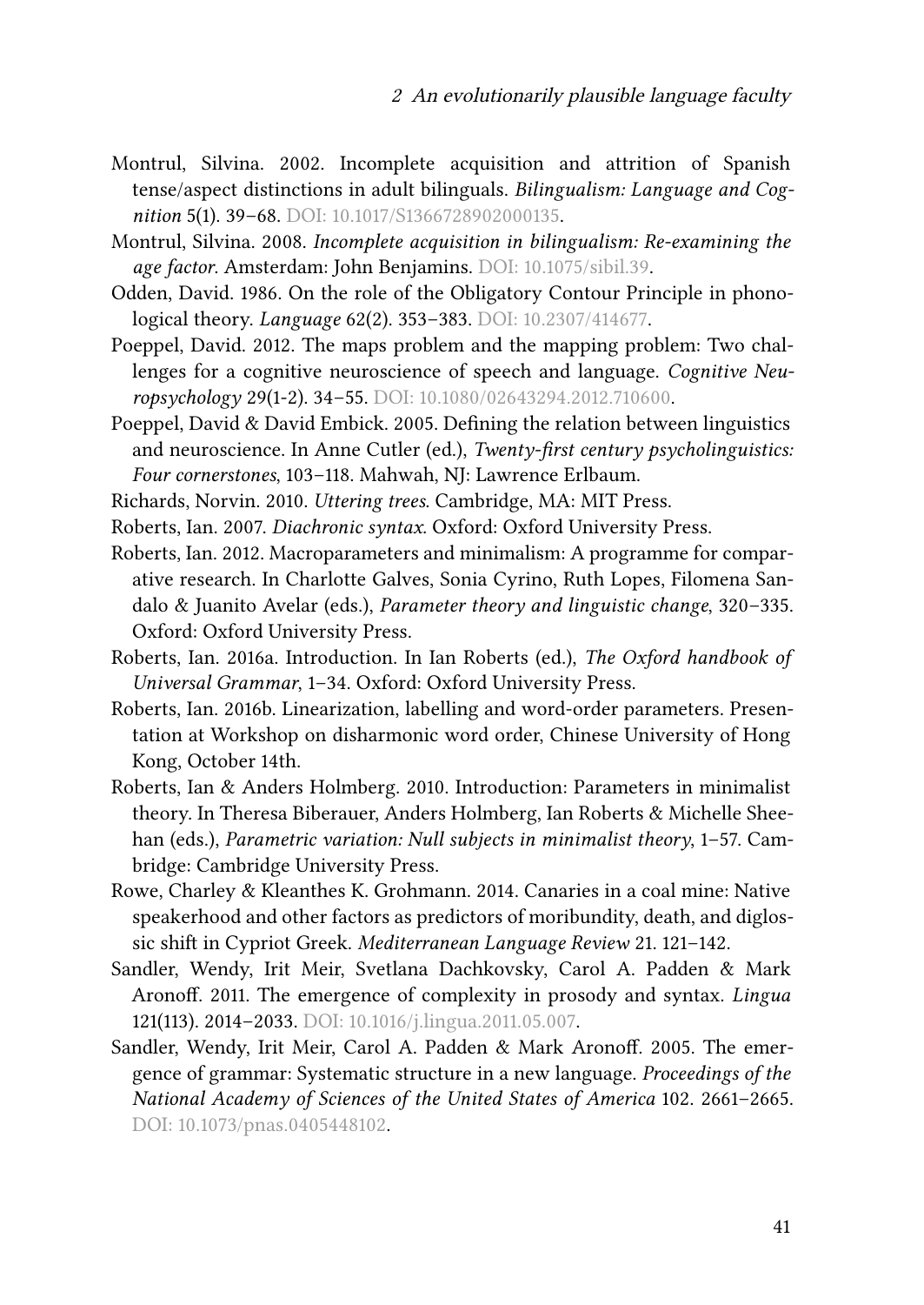Montrul, Silvina. 2002. Incomplete acquisition and attrition of Spanish tense/aspect distinctions in adult bilinguals. *Bilingualism: Language and Cognition* 5(1). 39–68. DOI: 10.1017/S1366728902000135.

Montrul, Silvina. 2008. *Incomplete acquisition in bilingualism: Re-examining the age factor*. Amsterdam: John Benjamins. DOI: 10.1075/sibil.39.

Odden, David. 1986. On the role of the Obligatory Contour Principle in phonological theory. *Language* 62(2). 353–383. DOI: 10.2307/414677.

Poeppel, David. 2012. The maps problem and the mapping problem: Two challenges for a cognitive neuroscience of speech and language. *Cognitive Neuropsychology* 29(1-2). 34–55. DOI: 10.1080/02643294.2012.710600.

Poeppel, David & David Embick. 2005. Defining the relation between linguistics and neuroscience. In Anne Cutler (ed.), *Twenty-first century psycholinguistics: Four cornerstones*, 103–118. Mahwah, NJ: Lawrence Erlbaum.

Richards, Norvin. 2010. *Uttering trees*. Cambridge, MA: MIT Press.

Roberts, Ian. 2007. *Diachronic syntax*. Oxford: Oxford University Press.

Roberts, Ian. 2012. Macroparameters and minimalism: A programme for comparative research. In Charlotte Galves, Sonia Cyrino, Ruth Lopes, Filomena Sandalo & Juanito Avelar (eds.), *Parameter theory and linguistic change*, 320–335. Oxford: Oxford University Press.

Roberts, Ian. 2016a. Introduction. In Ian Roberts (ed.), *The Oxford handbook of Universal Grammar*, 1–34. Oxford: Oxford University Press.

Roberts, Ian. 2016b. Linearization, labelling and word-order parameters. Presentation at Workshop on disharmonic word order, Chinese University of Hong Kong, October 14th.

Roberts, Ian & Anders Holmberg. 2010. Introduction: Parameters in minimalist theory. In Theresa Biberauer, Anders Holmberg, Ian Roberts & Michelle Sheehan (eds.), *Parametric variation: Null subjects in minimalist theory*, 1–57. Cambridge: Cambridge University Press.

Rowe, Charley & Kleanthes K. Grohmann. 2014. Canaries in a coal mine: Native speakerhood and other factors as predictors of moribundity, death, and diglossic shift in Cypriot Greek. *Mediterranean Language Review* 21. 121–142.

Sandler, Wendy, Irit Meir, Svetlana Dachkovsky, Carol A. Padden & Mark Aronoff. 2011. The emergence of complexity in prosody and syntax. *Lingua* 121(113). 2014–2033. DOI: 10.1016/j.lingua.2011.05.007.

Sandler, Wendy, Irit Meir, Carol A. Padden & Mark Aronoff. 2005. The emergence of grammar: Systematic structure in a new language. *Proceedings of the National Academy of Sciences of the United States of America* 102. 2661–2665. DOI: 10.1073/pnas.0405448102.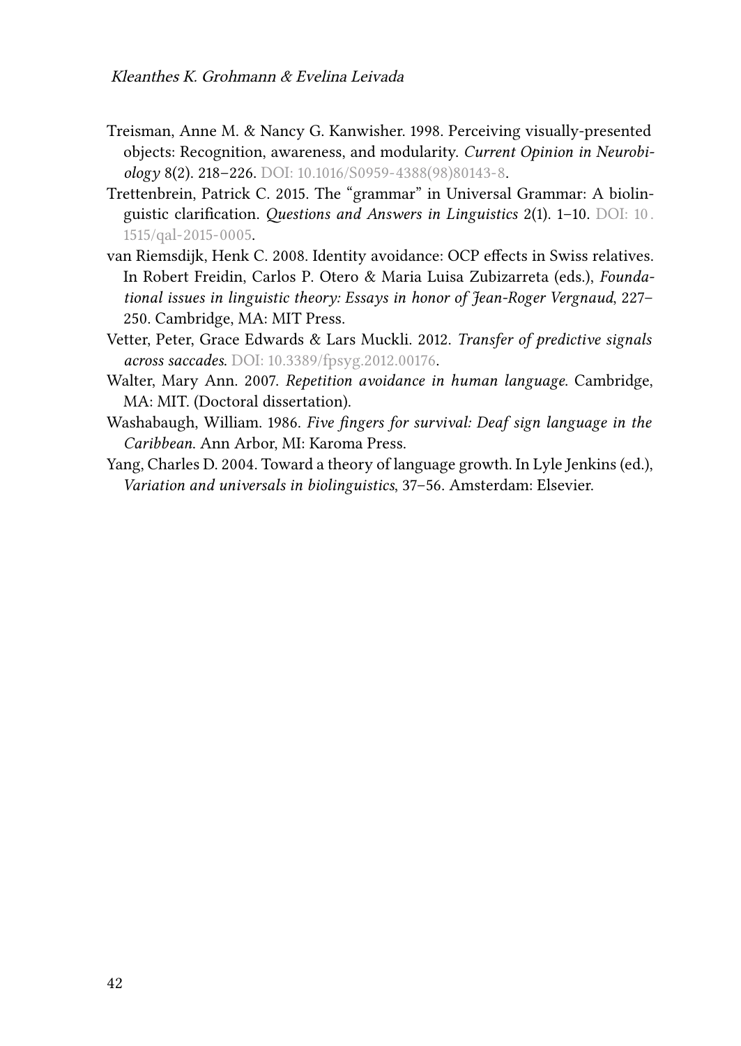Treisman, Anne M. & Nancy G. Kanwisher. 1998. Perceiving visually-presented objects: Recognition, awareness, and modularity. *Current Opinion in Neurobiology* 8(2). 218–226. DOI: 10.1016/S0959-4388(98)80143-8.

Trettenbrein, Patrick C. 2015. The "grammar" in Universal Grammar: A biolinguistic clarification. *Questions and Answers in Linguistics* 2(1). 1–10. DOI: 10.1515/qal-2015-0005.

van Riemsdijk, Henk C. 2008. Identity avoidance: OCP effects in Swiss relatives. In Robert Freidin, Carlos P. Otero & Maria Luisa Zubizarreta (eds.), *Foundational issues in linguistic theory: Essays in honor of Jean-Roger Vergnaud*, 227–250. Cambridge, MA: MIT Press.

Vetter, Peter, Grace Edwards & Lars Muckli. 2012. *Transfer of predictive signals across saccades*. DOI: 10.3389/fpsyg.2012.00176.

Walter, Mary Ann. 2007. *Repetition avoidance in human language*. Cambridge, MA: MIT. (Doctoral dissertation).

Washabaugh, William. 1986. *Five fingers for survival: Deaf sign language in the Caribbean*. Ann Arbor, MI: Karoma Press.

Yang, Charles D. 2004. Toward a theory of language growth. In Lyle Jenkins (ed.), *Variation and universals in biolinguistics*, 37–56. Amsterdam: Elsevier.